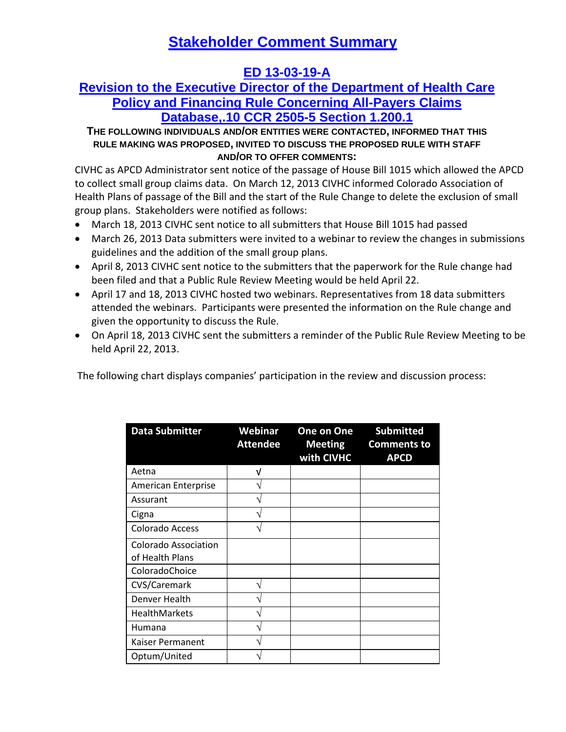# Stakeholder Comment Summary

## ED 13-03-19-A

## Revision to the Executive Director of the Department of Health Care Policy and Financing Rule Concerning All-Payers Claims Database,.10 CCR 2505-5 Section 1.200.1

**THE FOLLOWING INDIVIDUALS AND/OR ENTITIES WERE CONTACTED, INFORMED THAT THIS RULE MAKING WAS PROPOSED, INVITED TO DISCUSS THE PROPOSED RULE WITH STAFF AND/OR TO OFFER COMMENTS:**

CIVHC as APCD Administrator sent notice of the passage of House Bill 1015 which allowed the APCD to collect small group claims data. On March 12, 2013 CIVHC informed Colorado Association of Health Plans of passage of the Bill and the start of the Rule Change to delete the exclusion of small group plans. Stakeholders were notified as follows:

- March 18, 2013 CIVHC sent notice to all submitters that House Bill 1015 had passed
- March 26, 2013 Data submitters were invited to a webinar to review the changes in submissions guidelines and the addition of the small group plans.
- April 8, 2013 CIVHC sent notice to the submitters that the paperwork for the Rule change had been filed and that a Public Rule Review Meeting would be held April 22.
- April 17 and 18, 2013 CIVHC hosted two webinars. Representatives from 18 data submitters attended the webinars. Participants were presented the information on the Rule change and given the opportunity to discuss the Rule.
- On April 18, 2013 CIVHC sent the submitters a reminder of the Public Rule Review Meeting to be held April 22, 2013.

The following chart displays companies' participation in the review and discussion process:

| Data Submitter | Webinar Attendee | One on One Meeting with CIVHC | Submitted Comments to APCD |
|---|---|---|---|
| Aetna | √ | | |
| American Enterprise | √ | | |
| Assurant | √ | | |
| Cigna | √ | | |
| Colorado Access | √ | | |
| Colorado Association of Health Plans | | | |
| ColoradoChoice | | | |
| CVS/Caremark | √ | | |
| Denver Health | √ | | |
| HealthMarkets | √ | | |
| Humana | √ | | |
| Kaiser Permanent | √ | | |
| Optum/United | √ | | |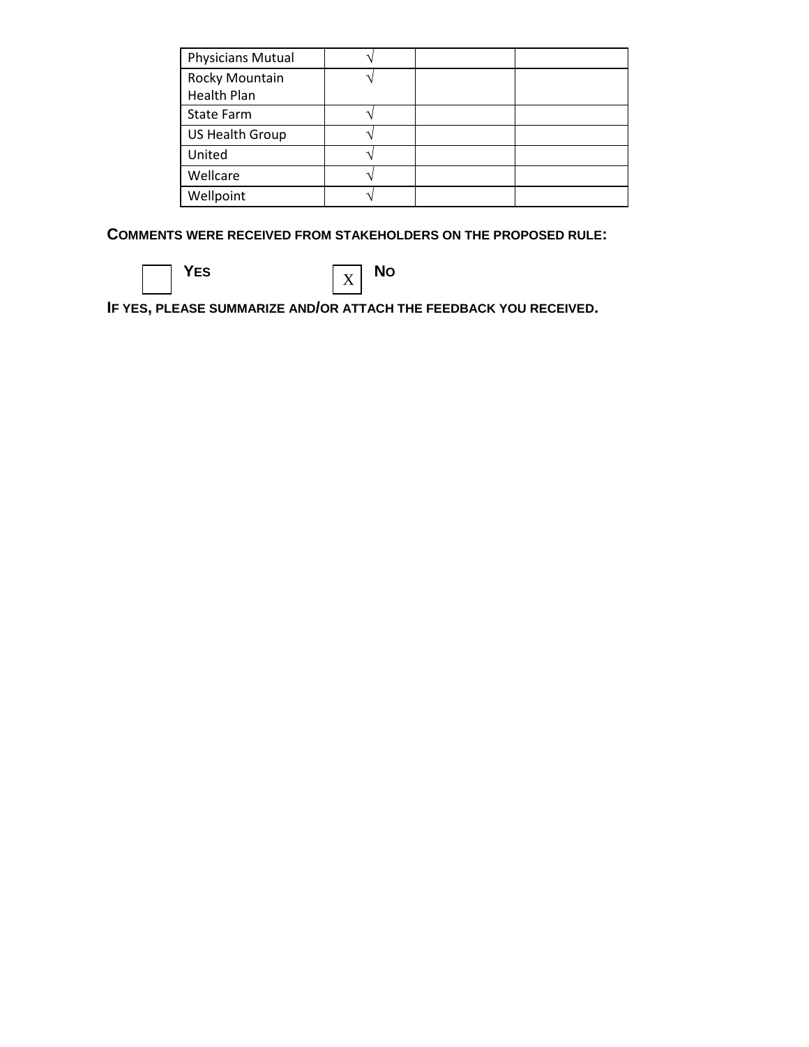| Physicians Mutual | √ | | |
|---|---|---|---|
| Rocky Mountain Health Plan | √ | | |
| State Farm | √ | | |
| US Health Group | √ | | |
| United | √ | | |
| Wellcare | √ | | |
| Wellpoint | √ | | |

**COMMENTS WERE RECEIVED FROM STAKEHOLDERS ON THE PROPOSED RULE:**

☐ **YES** ☒ **NO**

**IF YES, PLEASE SUMMARIZE AND/OR ATTACH THE FEEDBACK YOU RECEIVED.**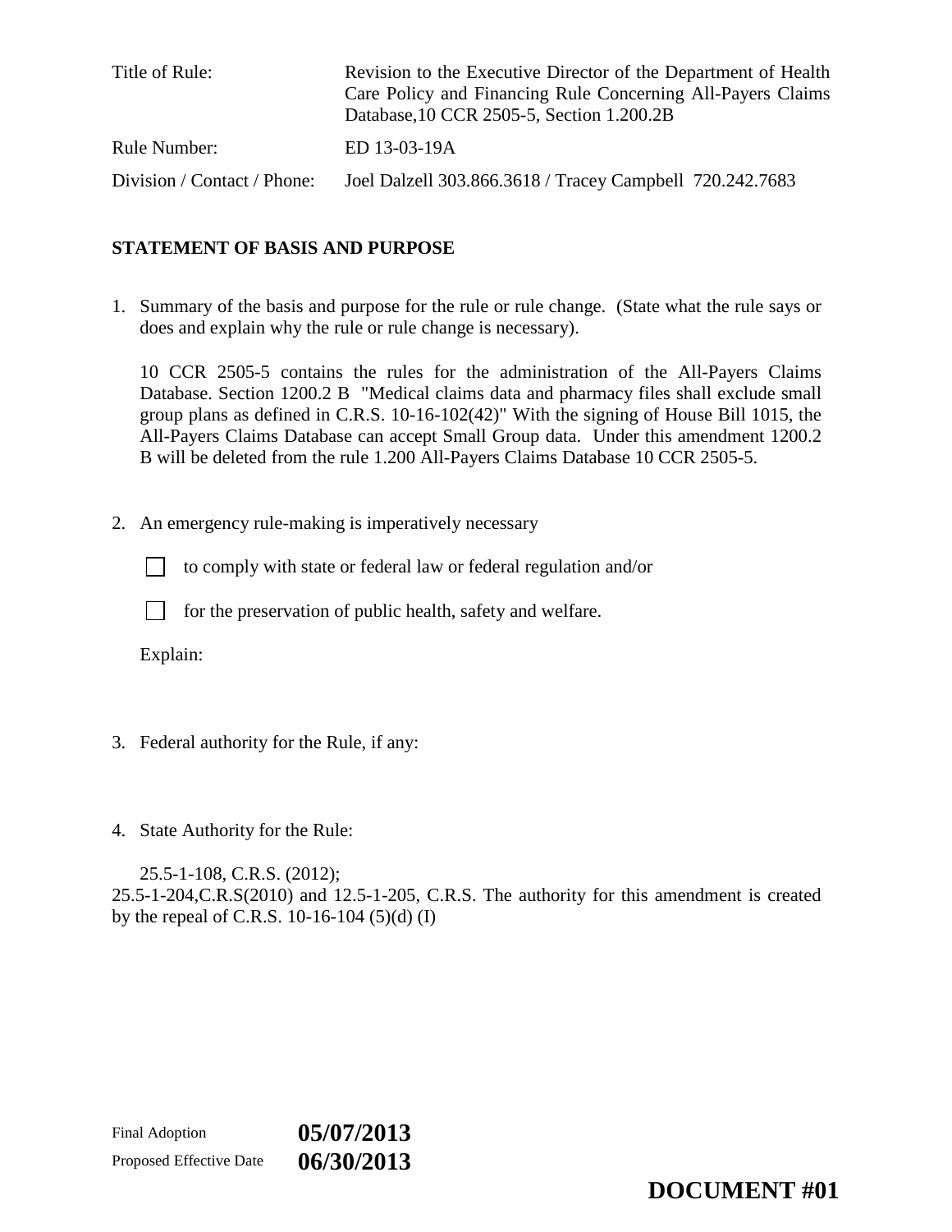| | |
|---|---|
| Title of Rule: | Revision to the Executive Director of the Department of Health Care Policy and Financing Rule Concerning All-Payers Claims Database,10 CCR 2505-5, Section 1.200.2B |
| Rule Number: | ED 13-03-19A |
| Division / Contact / Phone: | Joel Dalzell 303.866.3618 / Tracey Campbell 720.242.7683 |

## STATEMENT OF BASIS AND PURPOSE

1. Summary of the basis and purpose for the rule or rule change. (State what the rule says or does and explain why the rule or rule change is necessary).

   10 CCR 2505-5 contains the rules for the administration of the All-Payers Claims Database. Section 1200.2 B "Medical claims data and pharmacy files shall exclude small group plans as defined in C.R.S. 10-16-102(42)" With the signing of House Bill 1015, the All-Payers Claims Database can accept Small Group data. Under this amendment 1200.2 B will be deleted from the rule 1.200 All-Payers Claims Database 10 CCR 2505-5.

2. An emergency rule-making is imperatively necessary

   ☐ to comply with state or federal law or federal regulation and/or

   ☐ for the preservation of public health, safety and welfare.

   Explain:

3. Federal authority for the Rule, if any:

4. State Authority for the Rule:

   25.5-1-108, C.R.S. (2012);
25.5-1-204,C.R.S(2010) and 12.5-1-205, C.R.S. The authority for this amendment is created by the repeal of C.R.S. 10-16-104 (5)(d) (I)

| | |
|---|---|
| Final Adoption | **05/07/2013** |
| Proposed Effective Date | **06/30/2013** |

**DOCUMENT #01**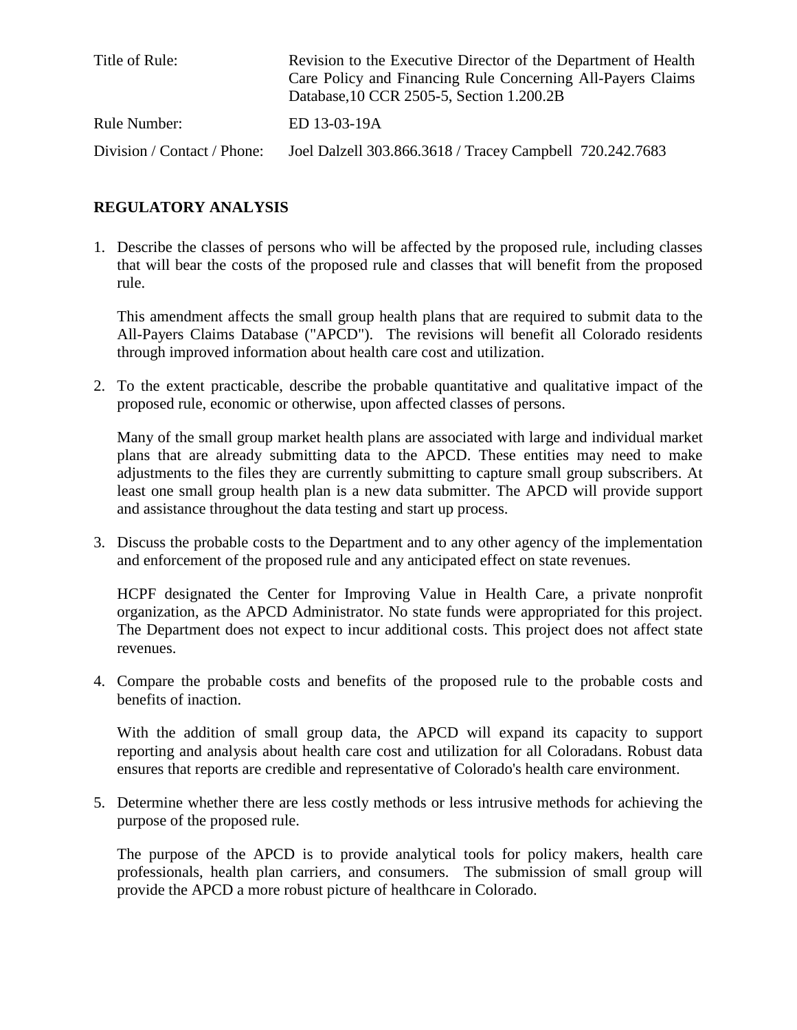| | |
|---|---|
| Title of Rule: | Revision to the Executive Director of the Department of Health Care Policy and Financing Rule Concerning All-Payers Claims Database,10 CCR 2505-5, Section 1.200.2B |
| Rule Number: | ED 13-03-19A |
| Division / Contact / Phone: | Joel Dalzell 303.866.3618 / Tracey Campbell 720.242.7683 |

## REGULATORY ANALYSIS

1. Describe the classes of persons who will be affected by the proposed rule, including classes that will bear the costs of the proposed rule and classes that will benefit from the proposed rule.

   This amendment affects the small group health plans that are required to submit data to the All-Payers Claims Database ("APCD"). The revisions will benefit all Colorado residents through improved information about health care cost and utilization.

2. To the extent practicable, describe the probable quantitative and qualitative impact of the proposed rule, economic or otherwise, upon affected classes of persons.

   Many of the small group market health plans are associated with large and individual market plans that are already submitting data to the APCD. These entities may need to make adjustments to the files they are currently submitting to capture small group subscribers. At least one small group health plan is a new data submitter. The APCD will provide support and assistance throughout the data testing and start up process.

3. Discuss the probable costs to the Department and to any other agency of the implementation and enforcement of the proposed rule and any anticipated effect on state revenues.

   HCPF designated the Center for Improving Value in Health Care, a private nonprofit organization, as the APCD Administrator. No state funds were appropriated for this project. The Department does not expect to incur additional costs. This project does not affect state revenues.

4. Compare the probable costs and benefits of the proposed rule to the probable costs and benefits of inaction.

   With the addition of small group data, the APCD will expand its capacity to support reporting and analysis about health care cost and utilization for all Coloradans. Robust data ensures that reports are credible and representative of Colorado's health care environment.

5. Determine whether there are less costly methods or less intrusive methods for achieving the purpose of the proposed rule.

   The purpose of the APCD is to provide analytical tools for policy makers, health care professionals, health plan carriers, and consumers. The submission of small group will provide the APCD a more robust picture of healthcare in Colorado.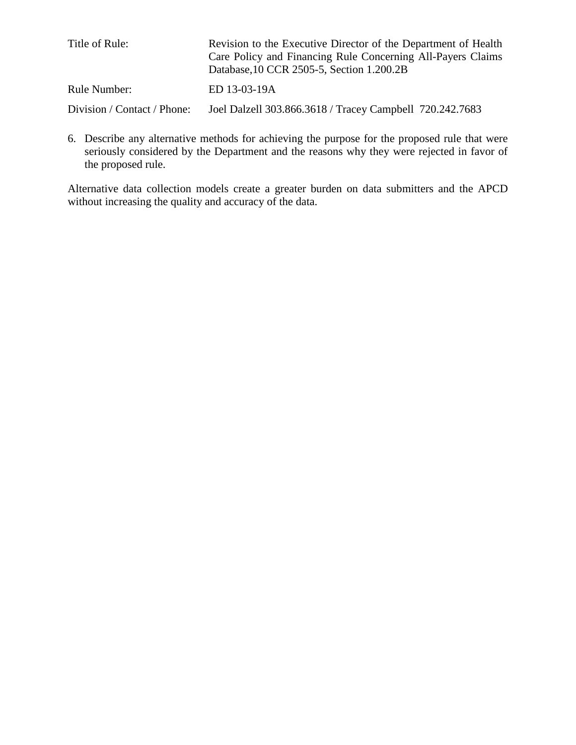| | |
|---|---|
| Title of Rule: | Revision to the Executive Director of the Department of Health Care Policy and Financing Rule Concerning All-Payers Claims Database,10 CCR 2505-5, Section 1.200.2B |
| Rule Number: | ED 13-03-19A |
| Division / Contact / Phone: | Joel Dalzell 303.866.3618 / Tracey Campbell 720.242.7683 |

6. Describe any alternative methods for achieving the purpose for the proposed rule that were seriously considered by the Department and the reasons why they were rejected in favor of the proposed rule.

Alternative data collection models create a greater burden on data submitters and the APCD without increasing the quality and accuracy of the data.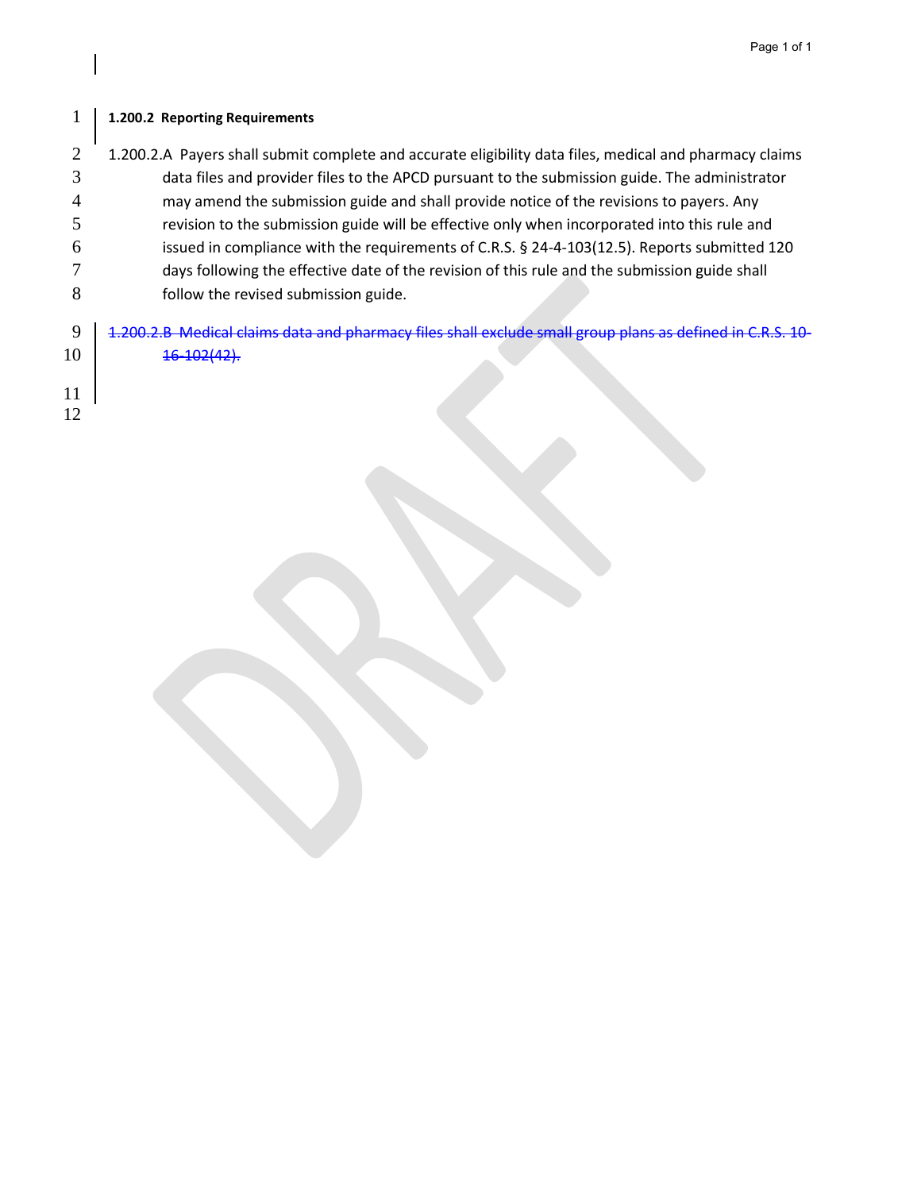**1.200.2 Reporting Requirements**

1.200.2.A Payers shall submit complete and accurate eligibility data files, medical and pharmacy claims data files and provider files to the APCD pursuant to the submission guide. The administrator may amend the submission guide and shall provide notice of the revisions to payers. Any revision to the submission guide will be effective only when incorporated into this rule and issued in compliance with the requirements of C.R.S. § 24-4-103(12.5). Reports submitted 120 days following the effective date of the revision of this rule and the submission guide shall follow the revised submission guide.

~~1.200.2.B Medical claims data and pharmacy files shall exclude small group plans as defined in C.R.S. 10-16-102(42).~~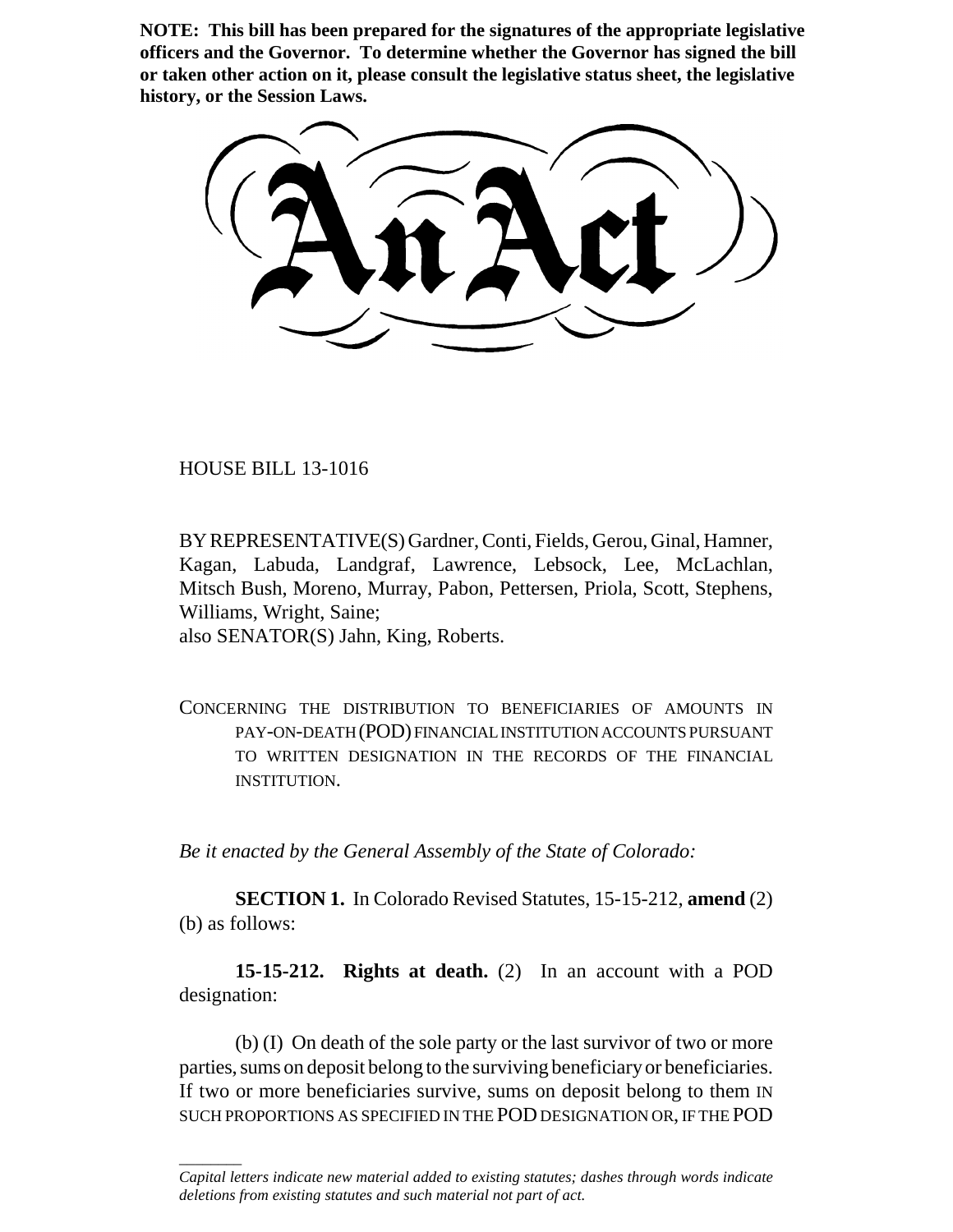**NOTE: This bill has been prepared for the signatures of the appropriate legislative officers and the Governor. To determine whether the Governor has signed the bill or taken other action on it, please consult the legislative status sheet, the legislative history, or the Session Laws.**

# An Act

HOUSE BILL 13-1016

BY REPRESENTATIVE(S) Gardner, Conti, Fields, Gerou, Ginal, Hamner, Kagan, Labuda, Landgraf, Lawrence, Lebsock, Lee, McLachlan, Mitsch Bush, Moreno, Murray, Pabon, Pettersen, Priola, Scott, Stephens, Williams, Wright, Saine;
also SENATOR(S) Jahn, King, Roberts.

CONCERNING THE DISTRIBUTION TO BENEFICIARIES OF AMOUNTS IN PAY-ON-DEATH (POD) FINANCIAL INSTITUTION ACCOUNTS PURSUANT TO WRITTEN DESIGNATION IN THE RECORDS OF THE FINANCIAL INSTITUTION.

*Be it enacted by the General Assembly of the State of Colorado:*

**SECTION 1.** In Colorado Revised Statutes, 15-15-212, **amend** (2) (b) as follows:

**15-15-212. Rights at death.** (2) In an account with a POD designation:

(b) (I) On death of the sole party or the last survivor of two or more parties, sums on deposit belong to the surviving beneficiary or beneficiaries. If two or more beneficiaries survive, sums on deposit belong to them IN SUCH PROPORTIONS AS SPECIFIED IN THE POD DESIGNATION OR, IF THE POD

*Capital letters indicate new material added to existing statutes; dashes through words indicate deletions from existing statutes and such material not part of act.*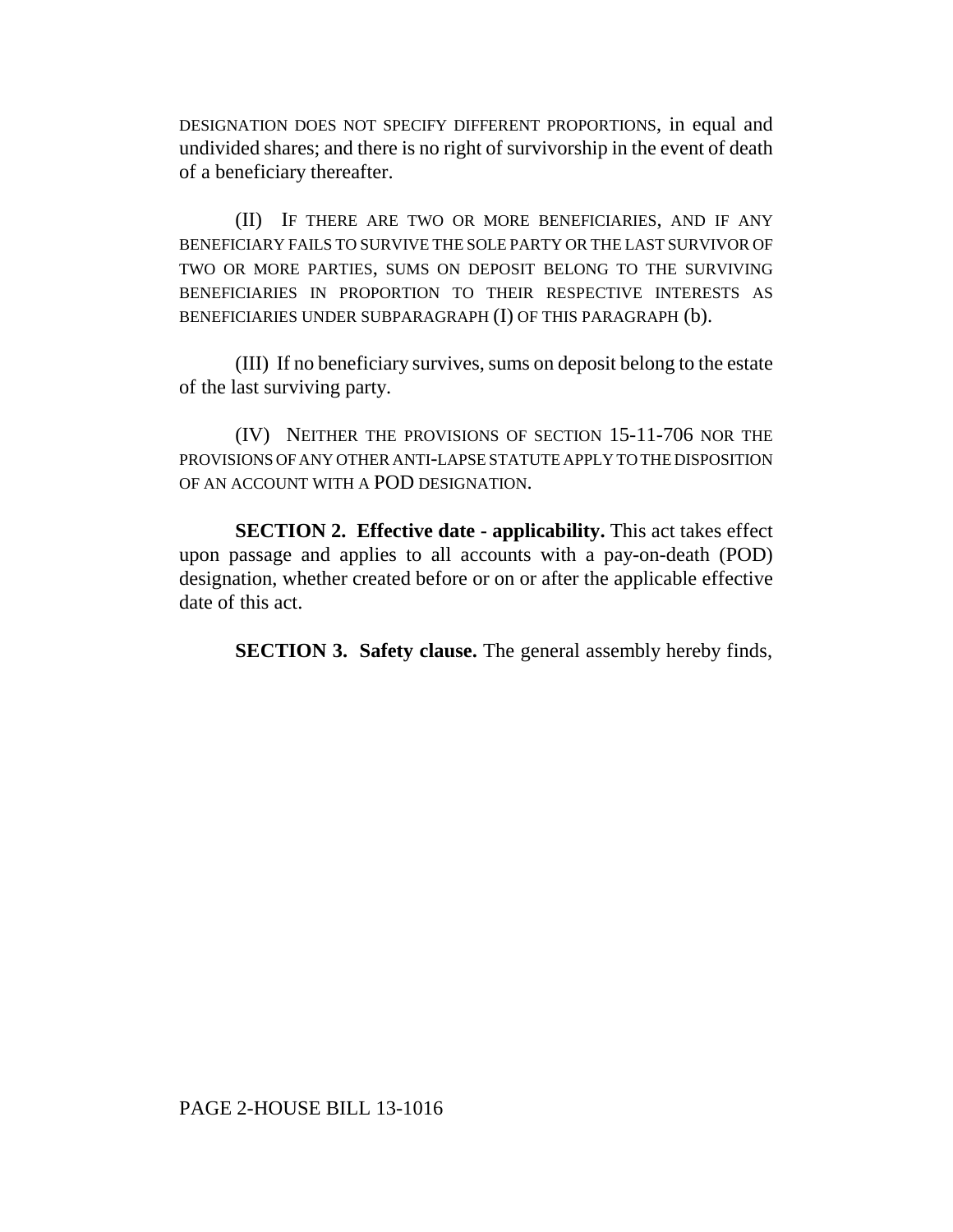DESIGNATION DOES NOT SPECIFY DIFFERENT PROPORTIONS, in equal and undivided shares; and there is no right of survivorship in the event of death of a beneficiary thereafter.

(II) IF THERE ARE TWO OR MORE BENEFICIARIES, AND IF ANY BENEFICIARY FAILS TO SURVIVE THE SOLE PARTY OR THE LAST SURVIVOR OF TWO OR MORE PARTIES, SUMS ON DEPOSIT BELONG TO THE SURVIVING BENEFICIARIES IN PROPORTION TO THEIR RESPECTIVE INTERESTS AS BENEFICIARIES UNDER SUBPARAGRAPH (I) OF THIS PARAGRAPH (b).

(III) If no beneficiary survives, sums on deposit belong to the estate of the last surviving party.

(IV) NEITHER THE PROVISIONS OF SECTION 15-11-706 NOR THE PROVISIONS OF ANY OTHER ANTI-LAPSE STATUTE APPLY TO THE DISPOSITION OF AN ACCOUNT WITH A POD DESIGNATION.

**SECTION 2. Effective date - applicability.** This act takes effect upon passage and applies to all accounts with a pay-on-death (POD) designation, whether created before or on or after the applicable effective date of this act.

**SECTION 3. Safety clause.** The general assembly hereby finds,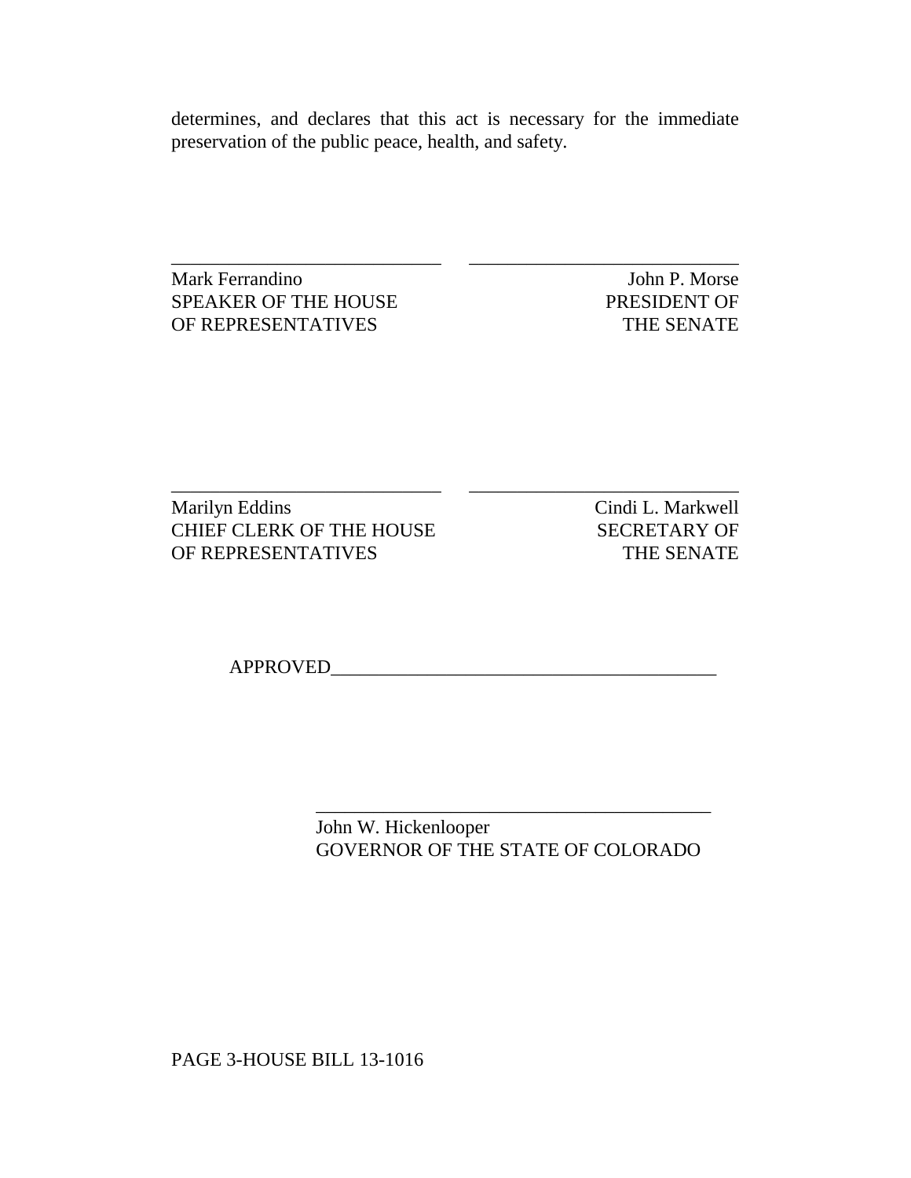determines, and declares that this act is necessary for the immediate preservation of the public peace, health, and safety.

| | |
|---|---|
| ____________________________ | ____________________________ |
| Mark Ferrandino | John P. Morse |
| SPEAKER OF THE HOUSE | PRESIDENT OF |
| OF REPRESENTATIVES | THE SENATE |

| | |
|---|---|
| ____________________________ | ____________________________ |
| Marilyn Eddins | Cindi L. Markwell |
| CHIEF CLERK OF THE HOUSE | SECRETARY OF |
| OF REPRESENTATIVES | THE SENATE |

APPROVED________________________________________

_________________________________________

John W. Hickenlooper
GOVERNOR OF THE STATE OF COLORADO

PAGE 3-HOUSE BILL 13-1016